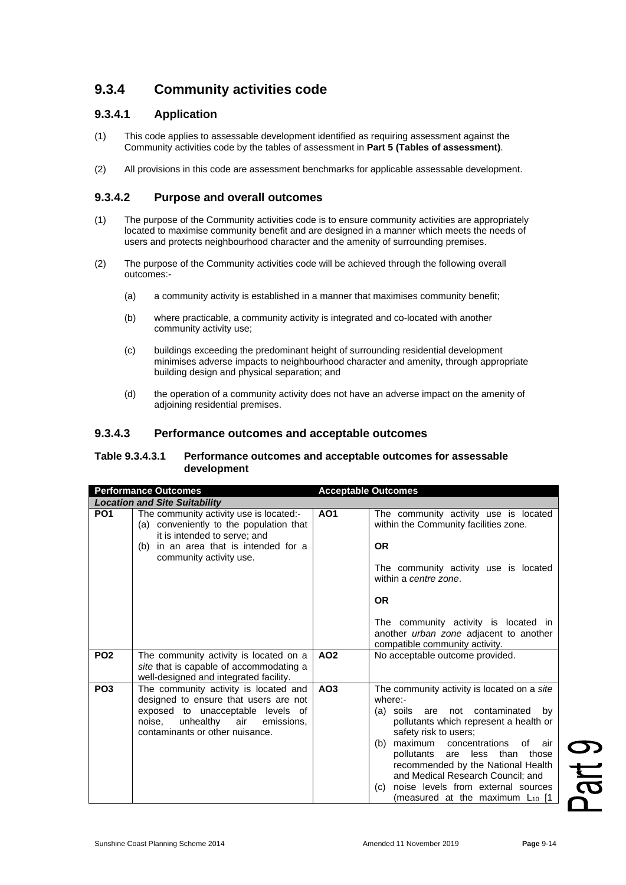## 9.3.4 Community activities code

### 9.3.4.1 Application

(1) This code applies to assessable development identified as requiring assessment against the Community activities code by the tables of assessment in **Part 5 (Tables of assessment)**.

(2) All provisions in this code are assessment benchmarks for applicable assessable development.

### 9.3.4.2 Purpose and overall outcomes

(1) The purpose of the Community activities code is to ensure community activities are appropriately located to maximise community benefit and are designed in a manner which meets the needs of users and protects neighbourhood character and the amenity of surrounding premises.

(2) The purpose of the Community activities code will be achieved through the following overall outcomes:-

(a) a community activity is established in a manner that maximises community benefit;

(b) where practicable, a community activity is integrated and co-located with another community activity use;

(c) buildings exceeding the predominant height of surrounding residential development minimises adverse impacts to neighbourhood character and amenity, through appropriate building design and physical separation; and

(d) the operation of a community activity does not have an adverse impact on the amenity of adjoining residential premises.

### 9.3.4.3 Performance outcomes and acceptable outcomes

**Table 9.3.4.3.1 Performance outcomes and acceptable outcomes for assessable development**

| Performance Outcomes | | Acceptable Outcomes | |
|---|---|---|---|
| ***Location and Site Suitability*** | | | |
| **PO1** | The community activity use is located:-<br>(a) conveniently to the population that it is intended to serve; and<br>(b) in an area that is intended for a community activity use. | **AO1** | The community activity use is located within the Community facilities zone.<br><br>**OR**<br><br>The community activity use is located within a *centre zone*.<br><br>**OR**<br><br>The community activity is located in another *urban zone* adjacent to another compatible community activity. |
| **PO2** | The community activity is located on a *site* that is capable of accommodating a well-designed and integrated facility. | **AO2** | No acceptable outcome provided. |
| **PO3** | The community activity is located and designed to ensure that users are not exposed to unacceptable levels of noise, unhealthy air emissions, contaminants or other nuisance. | **AO3** | The community activity is located on a *site* where:-<br>(a) soils are not contaminated by pollutants which represent a health or safety risk to users;<br>(b) maximum concentrations of air pollutants are less than those recommended by the National Health and Medical Research Council; and<br>(c) noise levels from external sources (measured at the maximum $L_{10}$ [1 |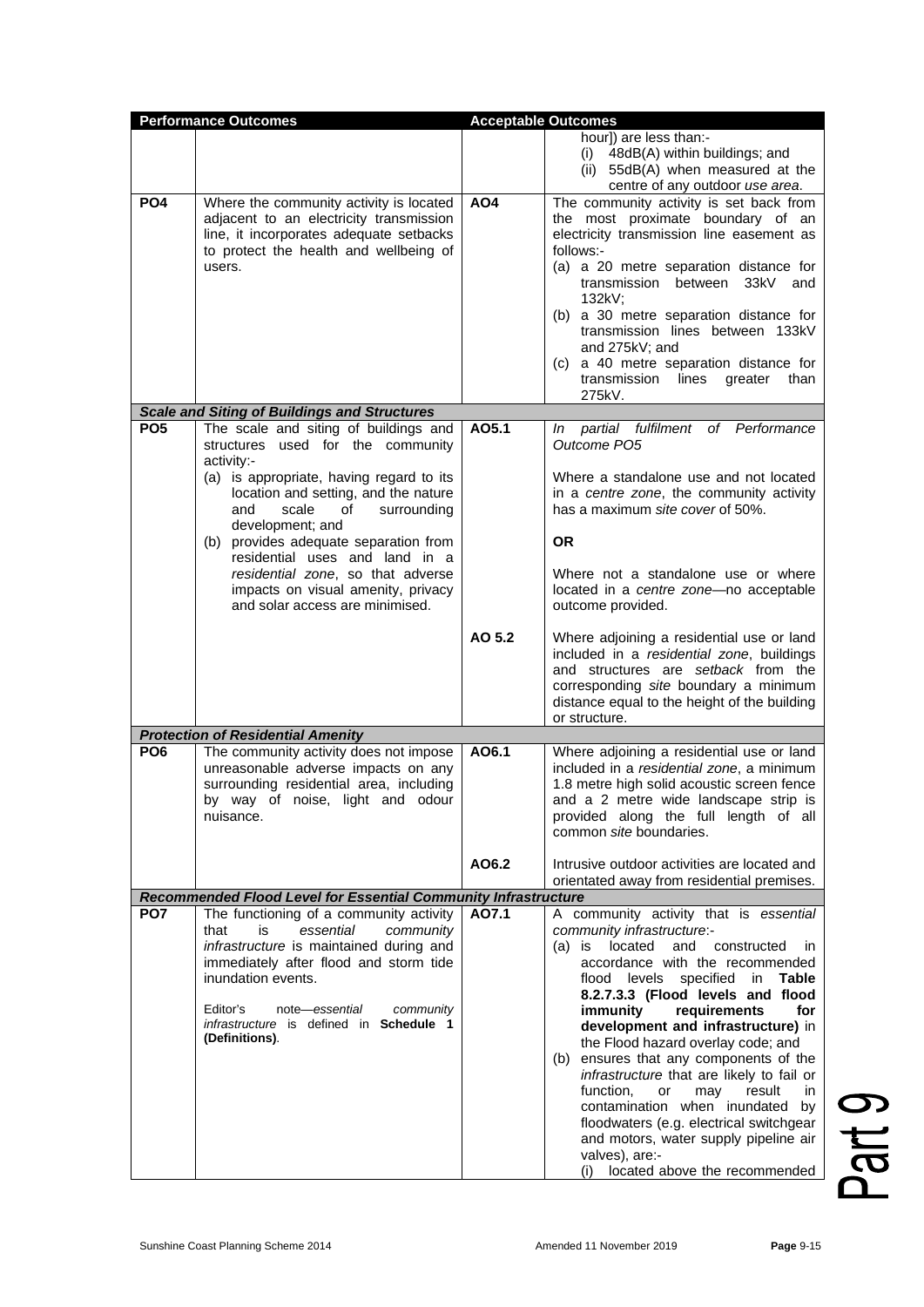| Performance Outcomes | | Acceptable Outcomes | |
|---|---|---|---|
| | | | hour]) are less than:-<br>(i) 48dB(A) within buildings; and<br>(ii) 55dB(A) when measured at the centre of any outdoor *use area*. |
| **PO4** | Where the community activity is located adjacent to an electricity transmission line, it incorporates adequate setbacks to protect the health and wellbeing of users. | **AO4** | The community activity is set back from the most proximate boundary of an electricity transmission line easement as follows:-<br>(a) a 20 metre separation distance for transmission between 33kV and 132kV;<br>(b) a 30 metre separation distance for transmission lines between 133kV and 275kV; and<br>(c) a 40 metre separation distance for transmission lines greater than 275kV. |
| ***Scale and Siting of Buildings and Structures*** | | | |
| **PO5** | The scale and siting of buildings and structures used for the community activity:-<br>(a) is appropriate, having regard to its location and setting, and the nature and scale of surrounding development; and<br>(b) provides adequate separation from residential uses and land in a *residential zone*, so that adverse impacts on visual amenity, privacy and solar access are minimised. | **AO5.1** | *In partial fulfilment of Performance Outcome PO5*<br><br>Where a standalone use and not located in a *centre zone*, the community activity has a maximum *site cover* of 50%.<br><br>**OR**<br><br>Where not a standalone use or where located in a *centre zone*—no acceptable outcome provided. |
| | | **AO 5.2** | Where adjoining a residential use or land included in a *residential zone*, buildings and structures are *setback* from the corresponding *site* boundary a minimum distance equal to the height of the building or structure. |
| ***Protection of Residential Amenity*** | | | |
| **PO6** | The community activity does not impose unreasonable adverse impacts on any surrounding residential area, including by way of noise, light and odour nuisance. | **AO6.1** | Where adjoining a residential use or land included in a *residential zone*, a minimum 1.8 metre high solid acoustic screen fence and a 2 metre wide landscape strip is provided along the full length of all common *site* boundaries. |
| | | **AO6.2** | Intrusive outdoor activities are located and orientated away from residential premises. |
| ***Recommended Flood Level for Essential Community Infrastructure*** | | | |
| **PO7** | The functioning of a community activity that is *essential community infrastructure* is maintained during and immediately after flood and storm tide inundation events.<br><br>Editor's note—*essential community infrastructure* is defined in **Schedule 1 (Definitions)**. | **AO7.1** | A community activity that is *essential community infrastructure*:-<br>(a) is located and constructed in accordance with the recommended flood levels specified in **Table 8.2.7.3.3 (Flood levels and flood immunity requirements for development and infrastructure)** in the Flood hazard overlay code; and<br>(b) ensures that any components of the *infrastructure* that are likely to fail or function, or may result in contamination when inundated by floodwaters (e.g. electrical switchgear and motors, water supply pipeline air valves), are:-<br>(i) located above the recommended |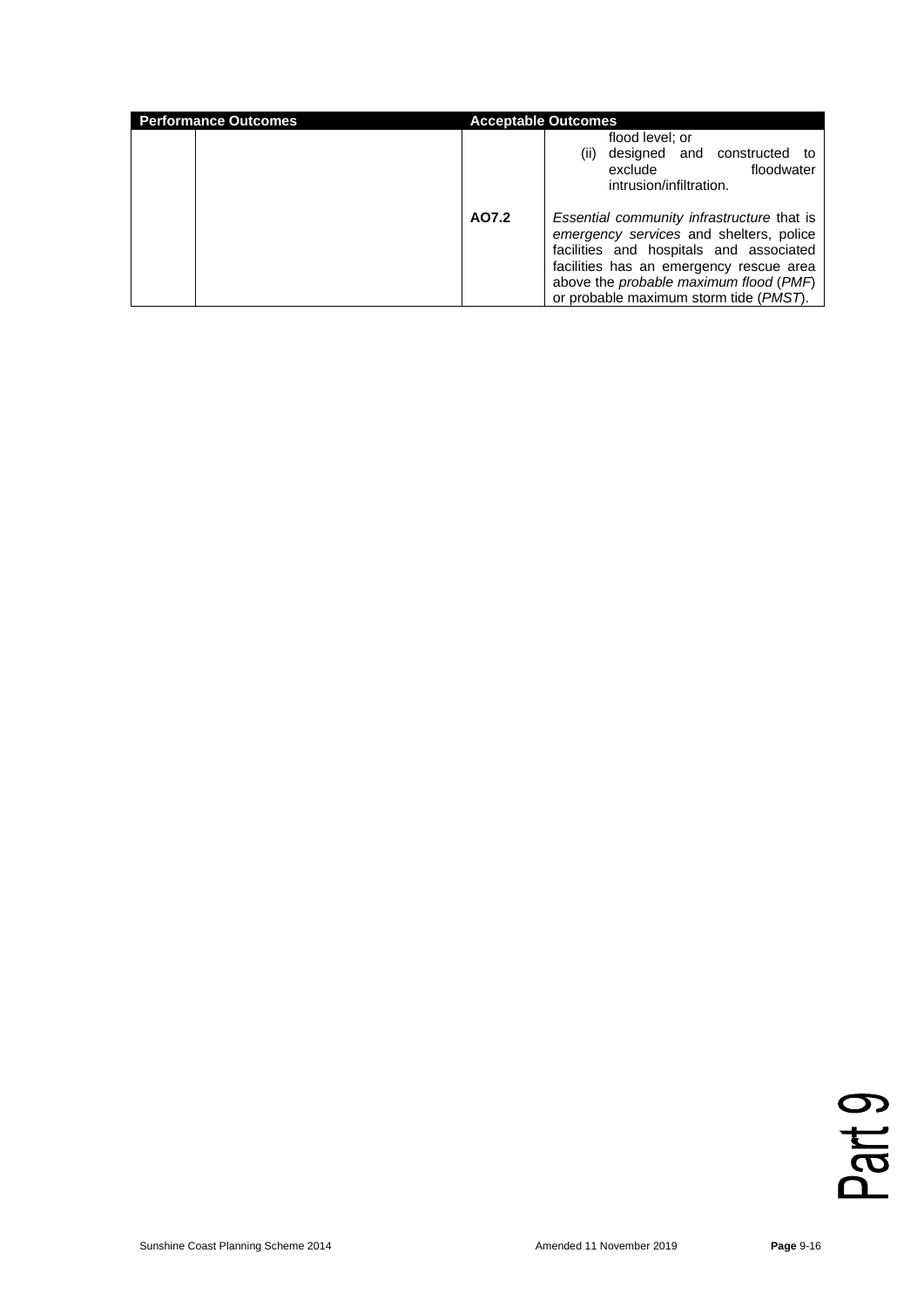| Performance Outcomes | | Acceptable Outcomes | |
| --- | --- | --- | --- |
| | | | flood level; or<br>(ii) designed and constructed to exclude floodwater intrusion/infiltration. |
| | | AO7.2 | *Essential community infrastructure* that is *emergency services* and shelters, police facilities and hospitals and associated facilities has an emergency rescue area above the *probable maximum flood* (*PMF*) or probable maximum storm tide (*PMST*). |